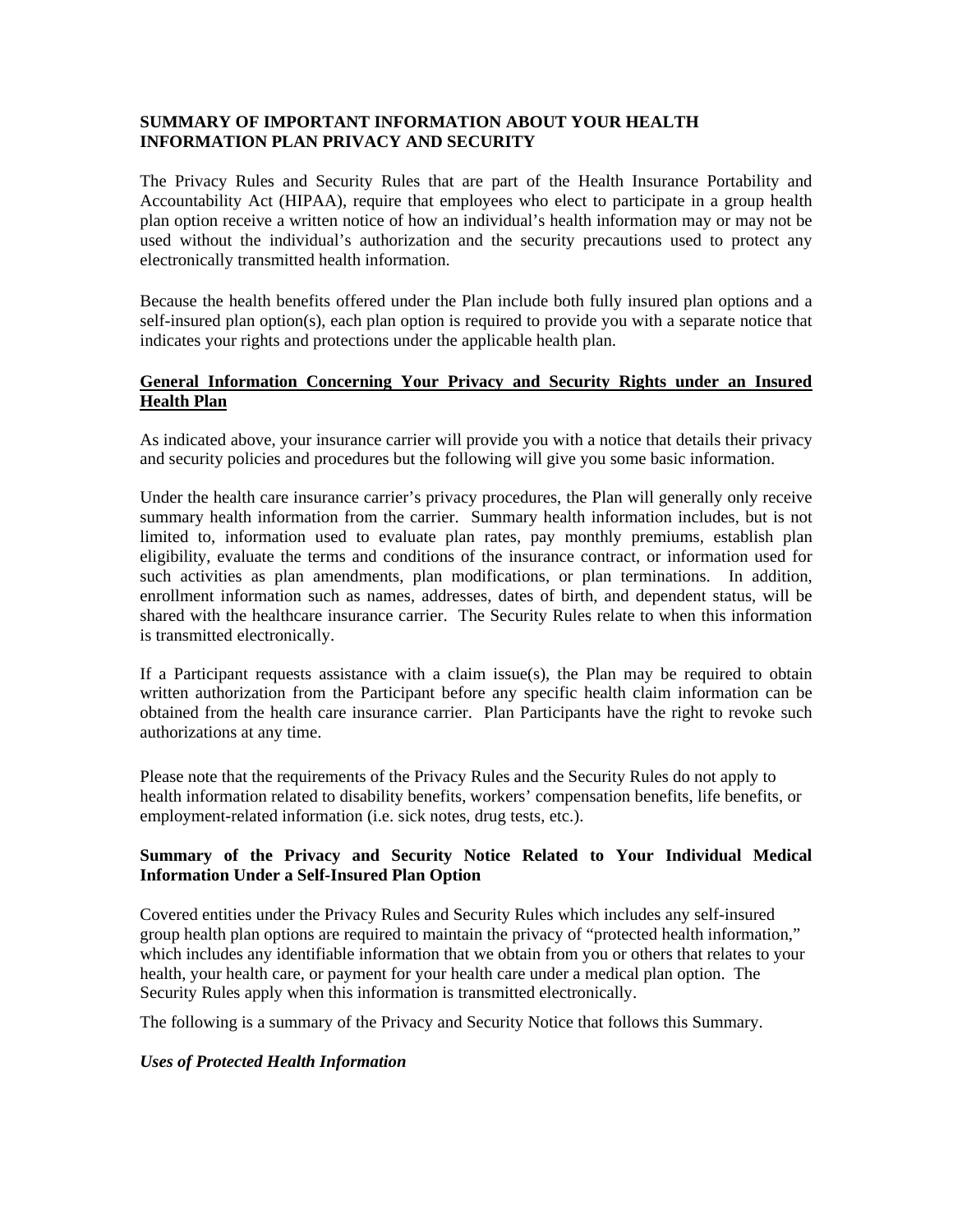**SUMMARY OF IMPORTANT INFORMATION ABOUT YOUR HEALTH INFORMATION PLAN PRIVACY AND SECURITY**

The Privacy Rules and Security Rules that are part of the Health Insurance Portability and Accountability Act (HIPAA), require that employees who elect to participate in a group health plan option receive a written notice of how an individual's health information may or may not be used without the individual's authorization and the security precautions used to protect any electronically transmitted health information.

Because the health benefits offered under the Plan include both fully insured plan options and a self-insured plan option(s), each plan option is required to provide you with a separate notice that indicates your rights and protections under the applicable health plan.

**General Information Concerning Your Privacy and Security Rights under an Insured Health Plan**

As indicated above, your insurance carrier will provide you with a notice that details their privacy and security policies and procedures but the following will give you some basic information.

Under the health care insurance carrier's privacy procedures, the Plan will generally only receive summary health information from the carrier. Summary health information includes, but is not limited to, information used to evaluate plan rates, pay monthly premiums, establish plan eligibility, evaluate the terms and conditions of the insurance contract, or information used for such activities as plan amendments, plan modifications, or plan terminations. In addition, enrollment information such as names, addresses, dates of birth, and dependent status, will be shared with the healthcare insurance carrier. The Security Rules relate to when this information is transmitted electronically.

If a Participant requests assistance with a claim issue(s), the Plan may be required to obtain written authorization from the Participant before any specific health claim information can be obtained from the health care insurance carrier. Plan Participants have the right to revoke such authorizations at any time.

Please note that the requirements of the Privacy Rules and the Security Rules do not apply to health information related to disability benefits, workers' compensation benefits, life benefits, or employment-related information (i.e. sick notes, drug tests, etc.).

**Summary of the Privacy and Security Notice Related to Your Individual Medical Information Under a Self-Insured Plan Option**

Covered entities under the Privacy Rules and Security Rules which includes any self-insured group health plan options are required to maintain the privacy of "protected health information," which includes any identifiable information that we obtain from you or others that relates to your health, your health care, or payment for your health care under a medical plan option. The Security Rules apply when this information is transmitted electronically.

The following is a summary of the Privacy and Security Notice that follows this Summary.

***Uses of Protected Health Information***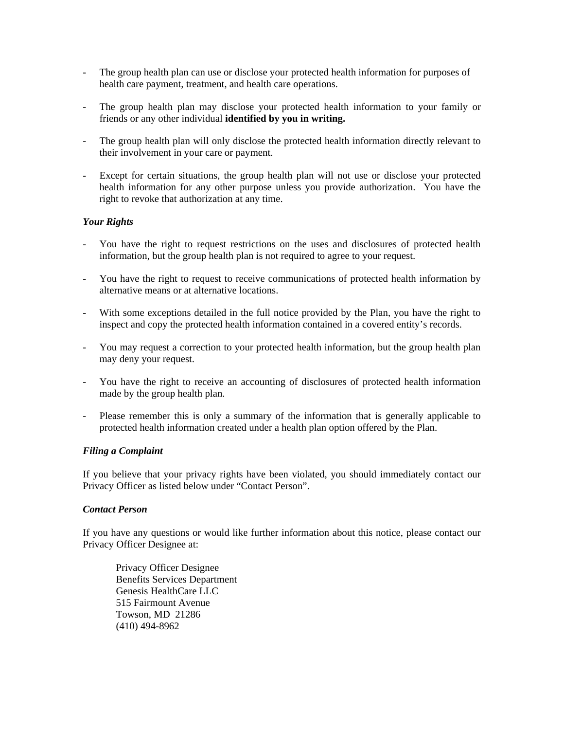- The group health plan can use or disclose your protected health information for purposes of health care payment, treatment, and health care operations.

- The group health plan may disclose your protected health information to your family or friends or any other individual **identified by you in writing.**

- The group health plan will only disclose the protected health information directly relevant to their involvement in your care or payment.

- Except for certain situations, the group health plan will not use or disclose your protected health information for any other purpose unless you provide authorization. You have the right to revoke that authorization at any time.

***Your Rights***

- You have the right to request restrictions on the uses and disclosures of protected health information, but the group health plan is not required to agree to your request.

- You have the right to request to receive communications of protected health information by alternative means or at alternative locations.

- With some exceptions detailed in the full notice provided by the Plan, you have the right to inspect and copy the protected health information contained in a covered entity's records.

- You may request a correction to your protected health information, but the group health plan may deny your request.

- You have the right to receive an accounting of disclosures of protected health information made by the group health plan.

- Please remember this is only a summary of the information that is generally applicable to protected health information created under a health plan option offered by the Plan.

***Filing a Complaint***

If you believe that your privacy rights have been violated, you should immediately contact our Privacy Officer as listed below under "Contact Person".

***Contact Person***

If you have any questions or would like further information about this notice, please contact our Privacy Officer Designee at:

Privacy Officer Designee  
Benefits Services Department  
Genesis HealthCare LLC  
515 Fairmount Avenue  
Towson, MD 21286  
(410) 494-8962